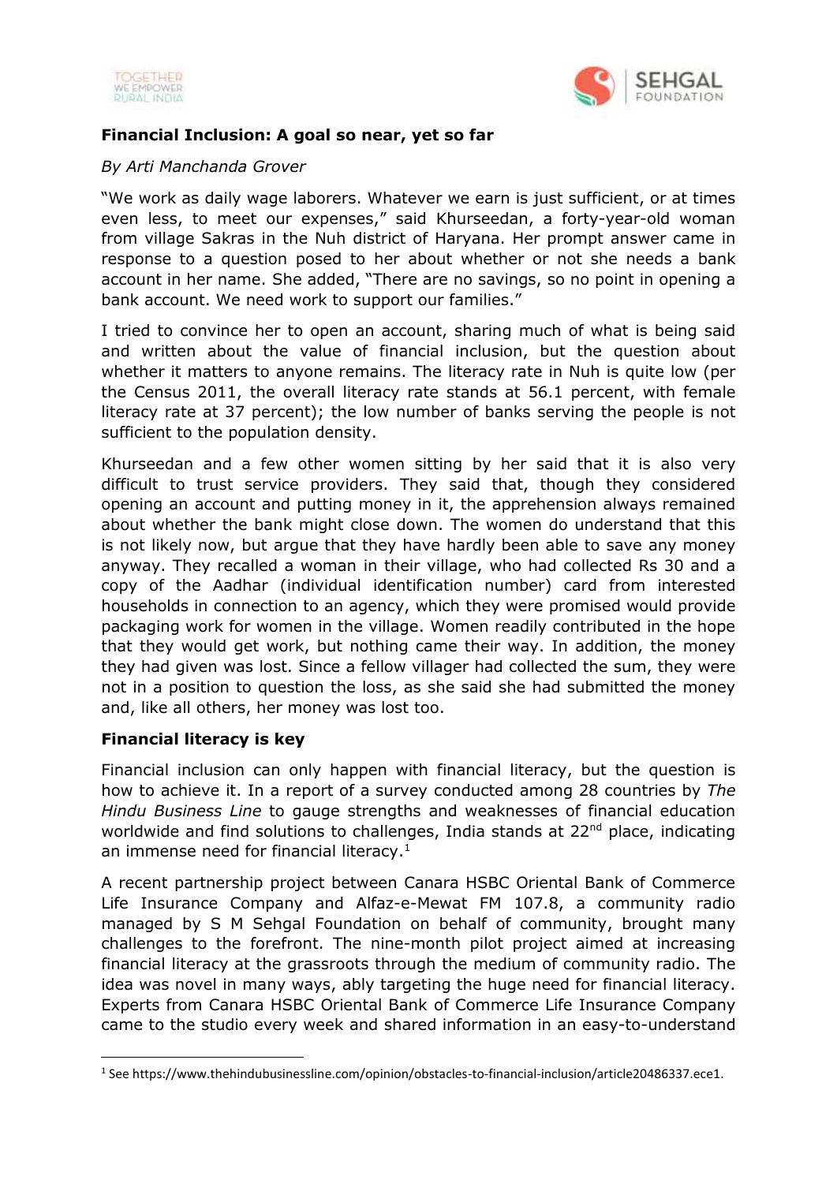**Financial Inclusion: A goal so near, yet so far**

*By Arti Manchanda Grover*

"We work as daily wage laborers. Whatever we earn is just sufficient, or at times even less, to meet our expenses," said Khurseedan, a forty-year-old woman from village Sakras in the Nuh district of Haryana. Her prompt answer came in response to a question posed to her about whether or not she needs a bank account in her name. She added, "There are no savings, so no point in opening a bank account. We need work to support our families."

I tried to convince her to open an account, sharing much of what is being said and written about the value of financial inclusion, but the question about whether it matters to anyone remains. The literacy rate in Nuh is quite low (per the Census 2011, the overall literacy rate stands at 56.1 percent, with female literacy rate at 37 percent); the low number of banks serving the people is not sufficient to the population density.

Khurseedan and a few other women sitting by her said that it is also very difficult to trust service providers. They said that, though they considered opening an account and putting money in it, the apprehension always remained about whether the bank might close down. The women do understand that this is not likely now, but argue that they have hardly been able to save any money anyway. They recalled a woman in their village, who had collected Rs 30 and a copy of the Aadhar (individual identification number) card from interested households in connection to an agency, which they were promised would provide packaging work for women in the village. Women readily contributed in the hope that they would get work, but nothing came their way. In addition, the money they had given was lost. Since a fellow villager had collected the sum, they were not in a position to question the loss, as she said she had submitted the money and, like all others, her money was lost too.

**Financial literacy is key**

Financial inclusion can only happen with financial literacy, but the question is how to achieve it. In a report of a survey conducted among 28 countries by *The Hindu Business Line* to gauge strengths and weaknesses of financial education worldwide and find solutions to challenges, India stands at 22nd place, indicating an immense need for financial literacy.[1]

A recent partnership project between Canara HSBC Oriental Bank of Commerce Life Insurance Company and Alfaz-e-Mewat FM 107.8, a community radio managed by S M Sehgal Foundation on behalf of community, brought many challenges to the forefront. The nine-month pilot project aimed at increasing financial literacy at the grassroots through the medium of community radio. The idea was novel in many ways, ably targeting the huge need for financial literacy. Experts from Canara HSBC Oriental Bank of Commerce Life Insurance Company came to the studio every week and shared information in an easy-to-understand

[1] See https://www.thehindubusinessline.com/opinion/obstacles-to-financial-inclusion/article20486337.ece1.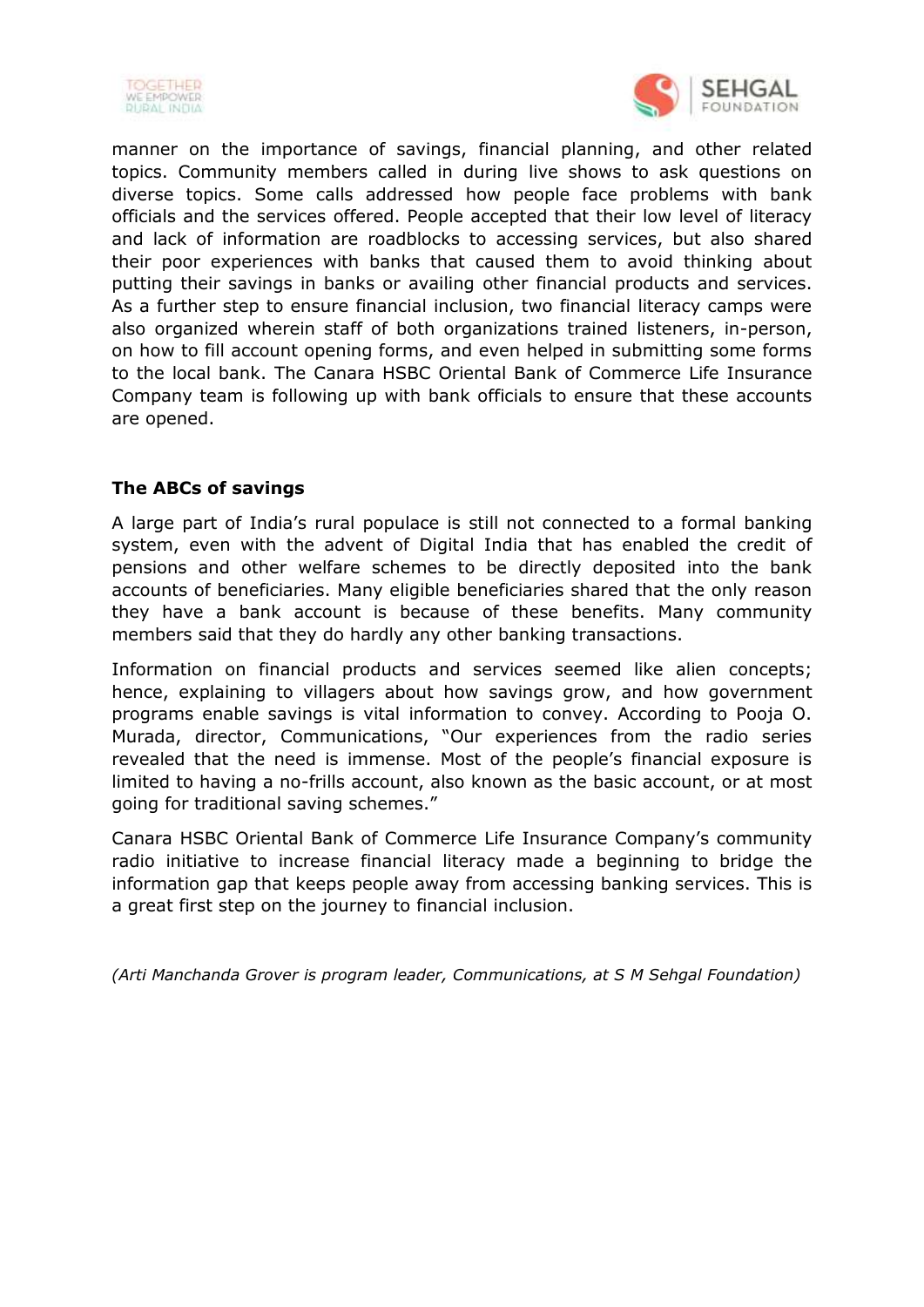manner on the importance of savings, financial planning, and other related topics. Community members called in during live shows to ask questions on diverse topics. Some calls addressed how people face problems with bank officials and the services offered. People accepted that their low level of literacy and lack of information are roadblocks to accessing services, but also shared their poor experiences with banks that caused them to avoid thinking about putting their savings in banks or availing other financial products and services. As a further step to ensure financial inclusion, two financial literacy camps were also organized wherein staff of both organizations trained listeners, in-person, on how to fill account opening forms, and even helped in submitting some forms to the local bank. The Canara HSBC Oriental Bank of Commerce Life Insurance Company team is following up with bank officials to ensure that these accounts are opened.

**The ABCs of savings**

A large part of India's rural populace is still not connected to a formal banking system, even with the advent of Digital India that has enabled the credit of pensions and other welfare schemes to be directly deposited into the bank accounts of beneficiaries. Many eligible beneficiaries shared that the only reason they have a bank account is because of these benefits. Many community members said that they do hardly any other banking transactions.

Information on financial products and services seemed like alien concepts; hence, explaining to villagers about how savings grow, and how government programs enable savings is vital information to convey. According to Pooja O. Murada, director, Communications, "Our experiences from the radio series revealed that the need is immense. Most of the people's financial exposure is limited to having a no-frills account, also known as the basic account, or at most going for traditional saving schemes."

Canara HSBC Oriental Bank of Commerce Life Insurance Company's community radio initiative to increase financial literacy made a beginning to bridge the information gap that keeps people away from accessing banking services. This is a great first step on the journey to financial inclusion.

*(Arti Manchanda Grover is program leader, Communications, at S M Sehgal Foundation)*